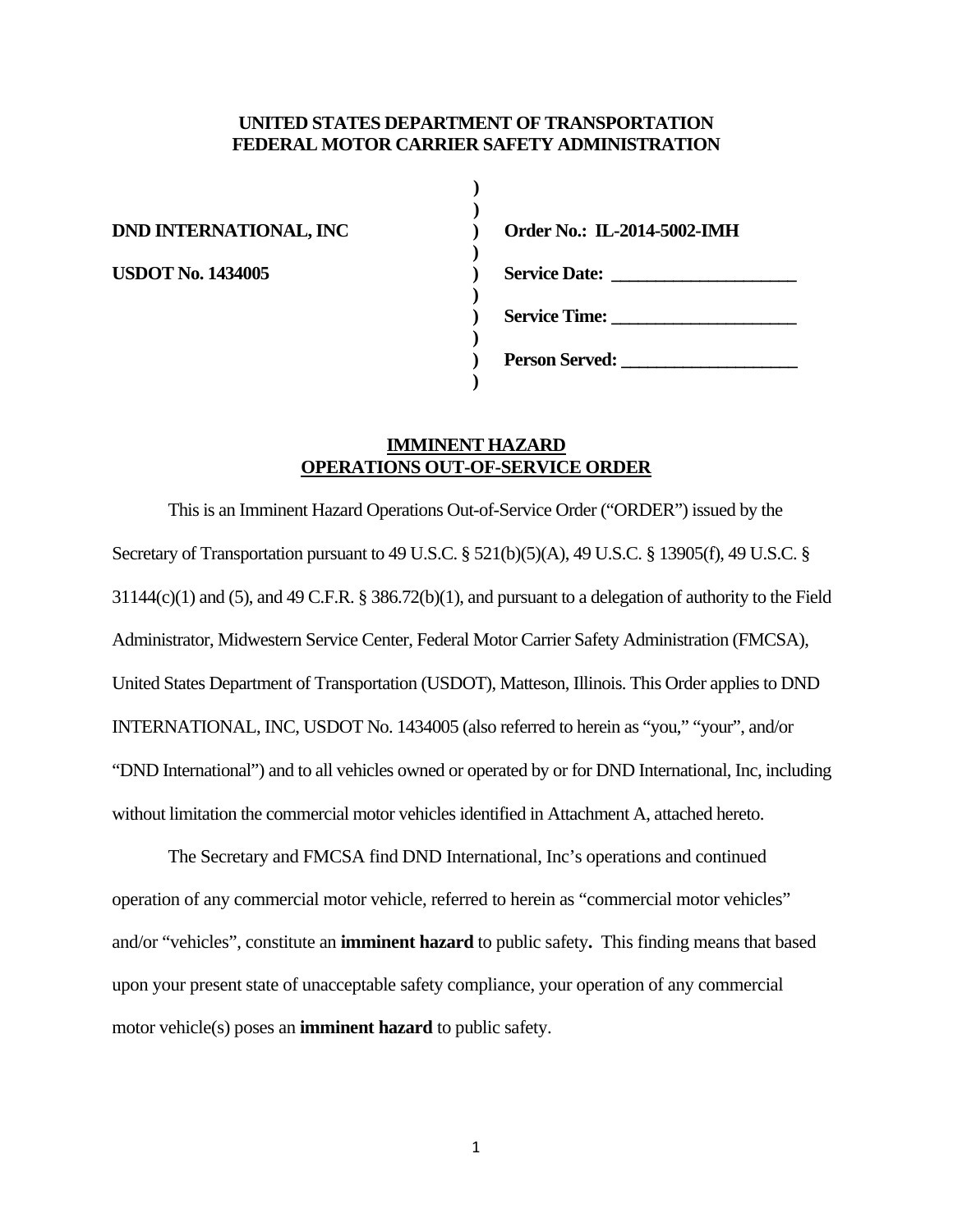**UNITED STATES DEPARTMENT OF TRANSPORTATION**
**FEDERAL MOTOR CARRIER SAFETY ADMINISTRATION**

| | | |
|---|---|---|
| **DND INTERNATIONAL, INC** | ) | **Order No.: IL-2014-5002-IMH** |
| **USDOT No. 1434005** | ) | **Service Date: \_\_\_\_\_\_\_\_\_\_\_\_\_\_\_\_\_\_\_\_** |
| | ) | **Service Time: \_\_\_\_\_\_\_\_\_\_\_\_\_\_\_\_\_\_\_\_** |
| | ) | **Person Served: \_\_\_\_\_\_\_\_\_\_\_\_\_\_\_\_\_\_\_** |

**IMMINENT HAZARD**
**OPERATIONS OUT-OF-SERVICE ORDER**

This is an Imminent Hazard Operations Out-of-Service Order ("ORDER") issued by the Secretary of Transportation pursuant to 49 U.S.C. § 521(b)(5)(A), 49 U.S.C. § 13905(f), 49 U.S.C. § 31144(c)(1) and (5), and 49 C.F.R. § 386.72(b)(1), and pursuant to a delegation of authority to the Field Administrator, Midwestern Service Center, Federal Motor Carrier Safety Administration (FMCSA), United States Department of Transportation (USDOT), Matteson, Illinois. This Order applies to DND INTERNATIONAL, INC, USDOT No. 1434005 (also referred to herein as "you," "your", and/or "DND International") and to all vehicles owned or operated by or for DND International, Inc, including without limitation the commercial motor vehicles identified in Attachment A, attached hereto.

The Secretary and FMCSA find DND International, Inc's operations and continued operation of any commercial motor vehicle, referred to herein as "commercial motor vehicles" and/or "vehicles", constitute an **imminent hazard** to public safety**.** This finding means that based upon your present state of unacceptable safety compliance, your operation of any commercial motor vehicle(s) poses an **imminent hazard** to public safety.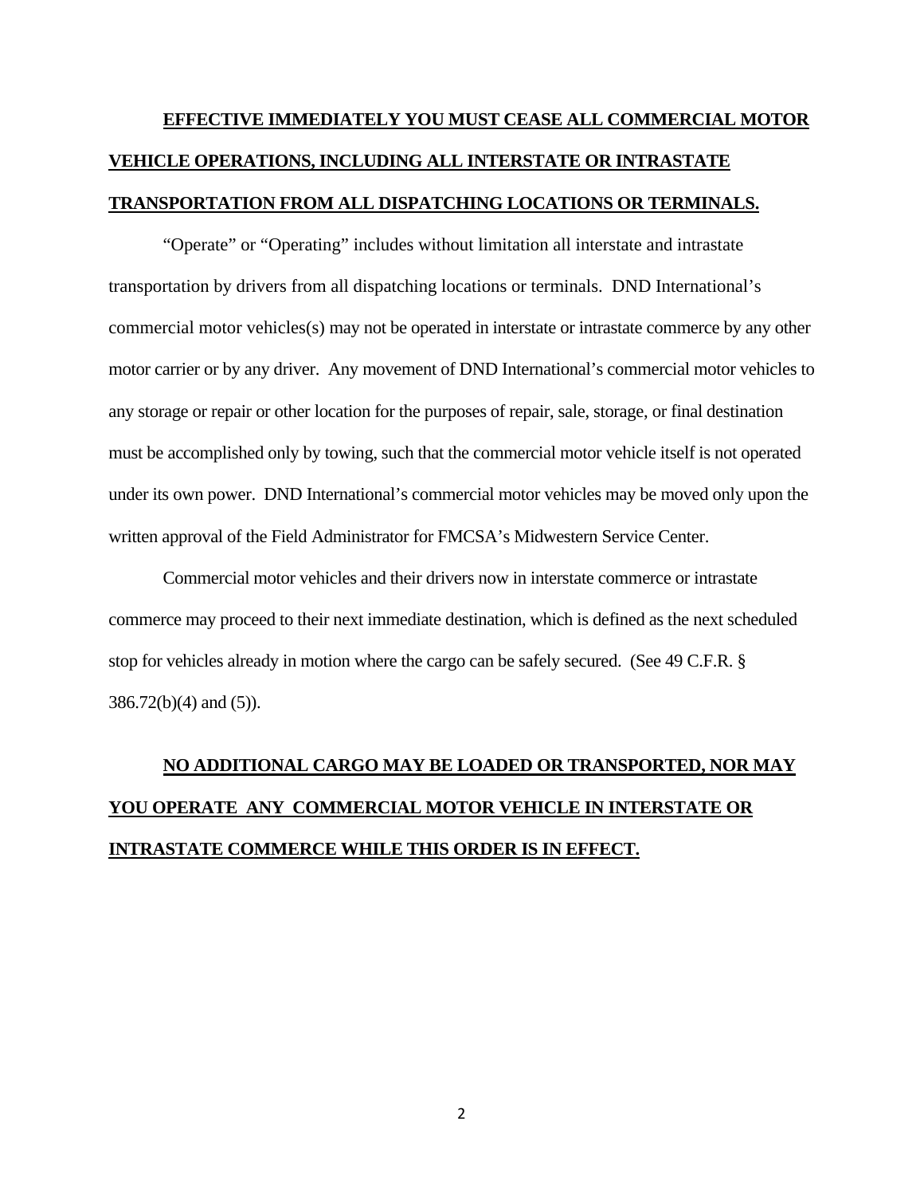**<u>EFFECTIVE IMMEDIATELY YOU MUST CEASE ALL COMMERCIAL MOTOR VEHICLE OPERATIONS, INCLUDING ALL INTERSTATE OR INTRASTATE TRANSPORTATION FROM ALL DISPATCHING LOCATIONS OR TERMINALS.</u>**

"Operate" or "Operating" includes without limitation all interstate and intrastate transportation by drivers from all dispatching locations or terminals. DND International's commercial motor vehicles(s) may not be operated in interstate or intrastate commerce by any other motor carrier or by any driver. Any movement of DND International's commercial motor vehicles to any storage or repair or other location for the purposes of repair, sale, storage, or final destination must be accomplished only by towing, such that the commercial motor vehicle itself is not operated under its own power. DND International's commercial motor vehicles may be moved only upon the written approval of the Field Administrator for FMCSA's Midwestern Service Center.

Commercial motor vehicles and their drivers now in interstate commerce or intrastate commerce may proceed to their next immediate destination, which is defined as the next scheduled stop for vehicles already in motion where the cargo can be safely secured. (See 49 C.F.R. § 386.72(b)(4) and (5)).

**<u>NO ADDITIONAL CARGO MAY BE LOADED OR TRANSPORTED, NOR MAY YOU OPERATE ANY COMMERCIAL MOTOR VEHICLE IN INTERSTATE OR INTRASTATE COMMERCE WHILE THIS ORDER IS IN EFFECT.</u>**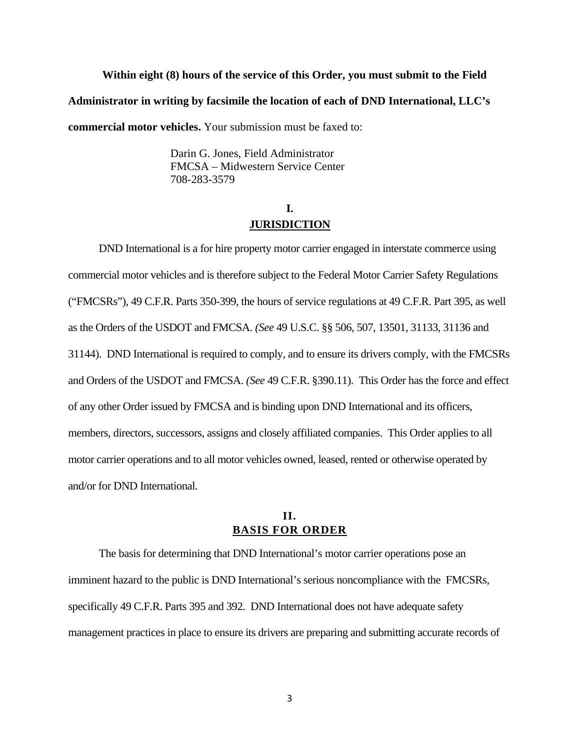**Within eight (8) hours of the service of this Order, you must submit to the Field Administrator in writing by facsimile the location of each of DND International, LLC's commercial motor vehicles.** Your submission must be faxed to:

> Darin G. Jones, Field Administrator
> FMCSA – Midwestern Service Center
> 708-283-3579

## I.
## JURISDICTION

DND International is a for hire property motor carrier engaged in interstate commerce using commercial motor vehicles and is therefore subject to the Federal Motor Carrier Safety Regulations ("FMCSRs"), 49 C.F.R. Parts 350-399, the hours of service regulations at 49 C.F.R. Part 395, as well as the Orders of the USDOT and FMCSA. *(See* 49 U.S.C. §§ 506, 507, 13501, 31133, 31136 and 31144). DND International is required to comply, and to ensure its drivers comply, with the FMCSRs and Orders of the USDOT and FMCSA. *(See* 49 C.F.R. §390.11). This Order has the force and effect of any other Order issued by FMCSA and is binding upon DND International and its officers, members, directors, successors, assigns and closely affiliated companies. This Order applies to all motor carrier operations and to all motor vehicles owned, leased, rented or otherwise operated by and/or for DND International.

## II.
## BASIS FOR ORDER

The basis for determining that DND International's motor carrier operations pose an imminent hazard to the public is DND International's serious noncompliance with the FMCSRs, specifically 49 C.F.R. Parts 395 and 392. DND International does not have adequate safety management practices in place to ensure its drivers are preparing and submitting accurate records of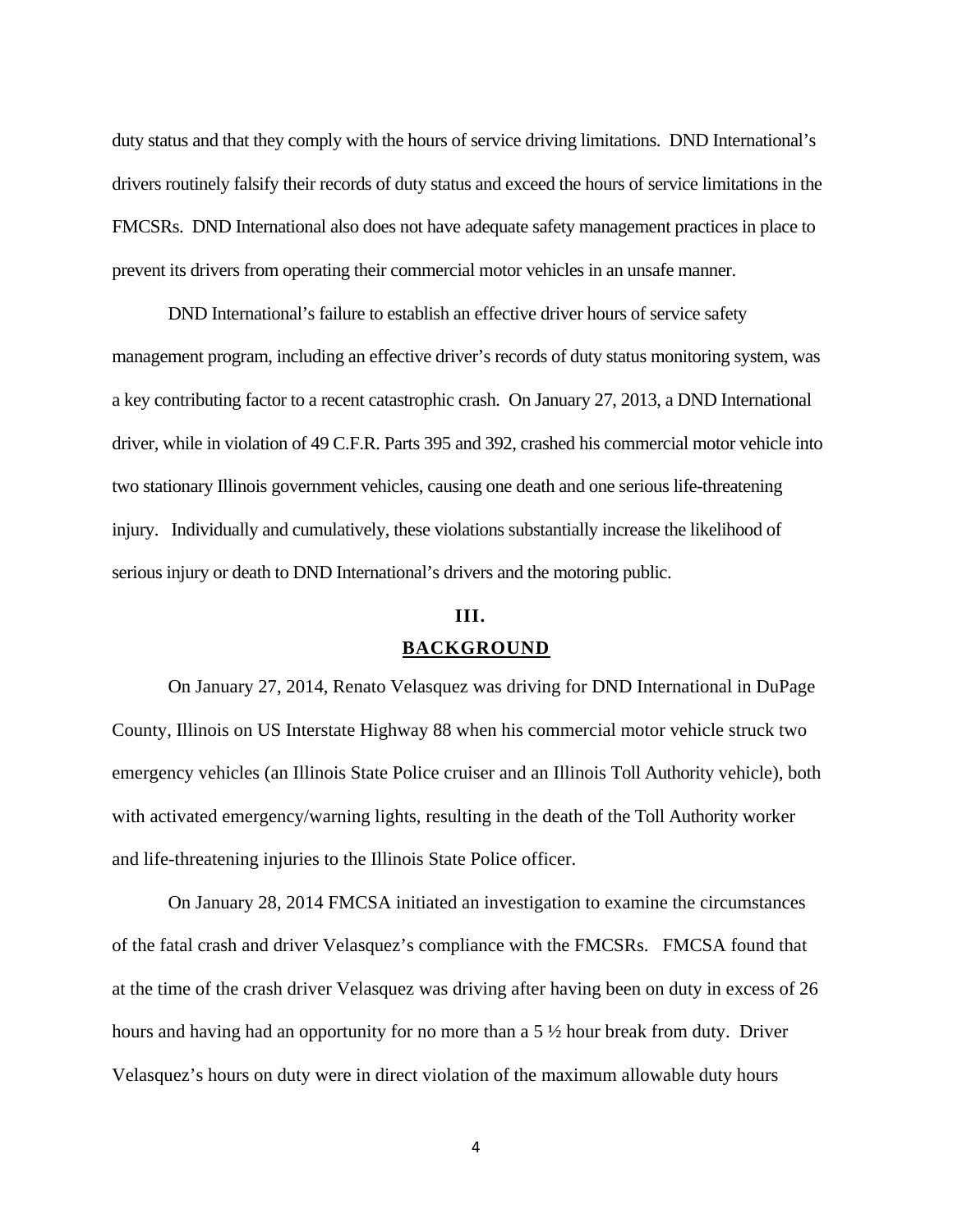duty status and that they comply with the hours of service driving limitations. DND International's drivers routinely falsify their records of duty status and exceed the hours of service limitations in the FMCSRs. DND International also does not have adequate safety management practices in place to prevent its drivers from operating their commercial motor vehicles in an unsafe manner.

DND International's failure to establish an effective driver hours of service safety management program, including an effective driver's records of duty status monitoring system, was a key contributing factor to a recent catastrophic crash. On January 27, 2013, a DND International driver, while in violation of 49 C.F.R. Parts 395 and 392, crashed his commercial motor vehicle into two stationary Illinois government vehicles, causing one death and one serious life-threatening injury. Individually and cumulatively, these violations substantially increase the likelihood of serious injury or death to DND International's drivers and the motoring public.

## III.
## BACKGROUND

On January 27, 2014, Renato Velasquez was driving for DND International in DuPage County, Illinois on US Interstate Highway 88 when his commercial motor vehicle struck two emergency vehicles (an Illinois State Police cruiser and an Illinois Toll Authority vehicle), both with activated emergency/warning lights, resulting in the death of the Toll Authority worker and life-threatening injuries to the Illinois State Police officer.

On January 28, 2014 FMCSA initiated an investigation to examine the circumstances of the fatal crash and driver Velasquez's compliance with the FMCSRs. FMCSA found that at the time of the crash driver Velasquez was driving after having been on duty in excess of 26 hours and having had an opportunity for no more than a 5 ½ hour break from duty. Driver Velasquez's hours on duty were in direct violation of the maximum allowable duty hours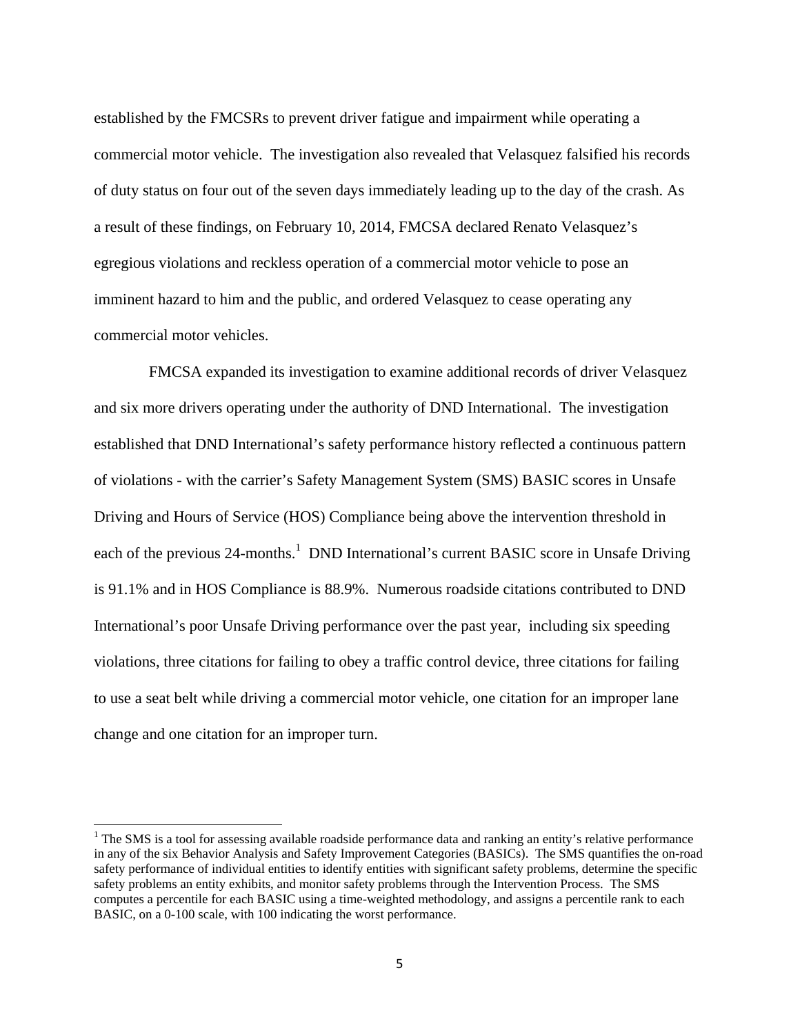established by the FMCSRs to prevent driver fatigue and impairment while operating a commercial motor vehicle. The investigation also revealed that Velasquez falsified his records of duty status on four out of the seven days immediately leading up to the day of the crash. As a result of these findings, on February 10, 2014, FMCSA declared Renato Velasquez's egregious violations and reckless operation of a commercial motor vehicle to pose an imminent hazard to him and the public, and ordered Velasquez to cease operating any commercial motor vehicles.

FMCSA expanded its investigation to examine additional records of driver Velasquez and six more drivers operating under the authority of DND International. The investigation established that DND International's safety performance history reflected a continuous pattern of violations - with the carrier's Safety Management System (SMS) BASIC scores in Unsafe Driving and Hours of Service (HOS) Compliance being above the intervention threshold in each of the previous 24-months.[1] DND International's current BASIC score in Unsafe Driving is 91.1% and in HOS Compliance is 88.9%. Numerous roadside citations contributed to DND International's poor Unsafe Driving performance over the past year, including six speeding violations, three citations for failing to obey a traffic control device, three citations for failing to use a seat belt while driving a commercial motor vehicle, one citation for an improper lane change and one citation for an improper turn.

---

[1] The SMS is a tool for assessing available roadside performance data and ranking an entity's relative performance in any of the six Behavior Analysis and Safety Improvement Categories (BASICs). The SMS quantifies the on-road safety performance of individual entities to identify entities with significant safety problems, determine the specific safety problems an entity exhibits, and monitor safety problems through the Intervention Process. The SMS computes a percentile for each BASIC using a time-weighted methodology, and assigns a percentile rank to each BASIC, on a 0-100 scale, with 100 indicating the worst performance.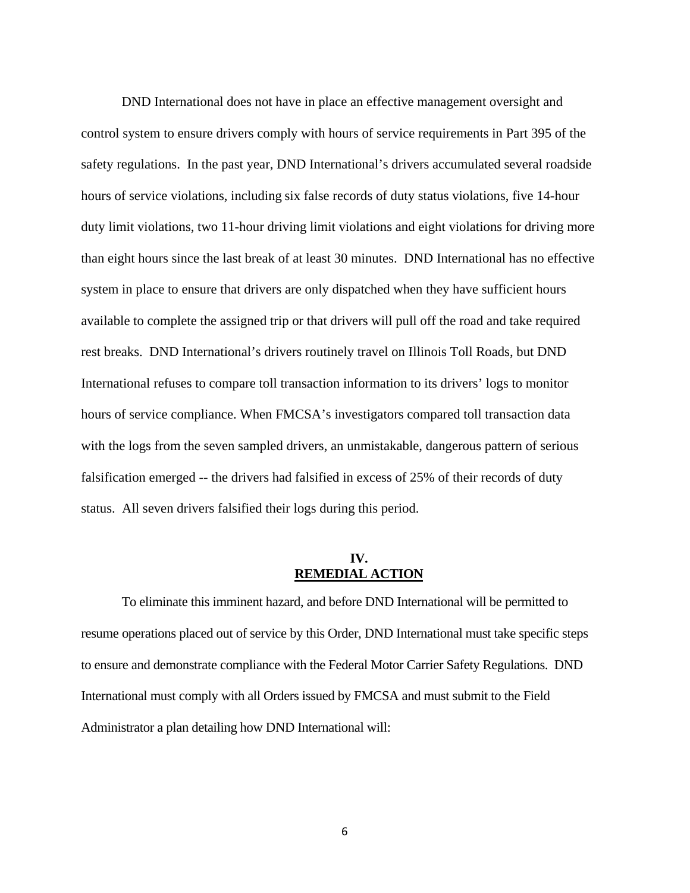DND International does not have in place an effective management oversight and control system to ensure drivers comply with hours of service requirements in Part 395 of the safety regulations. In the past year, DND International's drivers accumulated several roadside hours of service violations, including six false records of duty status violations, five 14-hour duty limit violations, two 11-hour driving limit violations and eight violations for driving more than eight hours since the last break of at least 30 minutes. DND International has no effective system in place to ensure that drivers are only dispatched when they have sufficient hours available to complete the assigned trip or that drivers will pull off the road and take required rest breaks. DND International's drivers routinely travel on Illinois Toll Roads, but DND International refuses to compare toll transaction information to its drivers' logs to monitor hours of service compliance. When FMCSA's investigators compared toll transaction data with the logs from the seven sampled drivers, an unmistakable, dangerous pattern of serious falsification emerged -- the drivers had falsified in excess of 25% of their records of duty status. All seven drivers falsified their logs during this period.

## IV.
## REMEDIAL ACTION

To eliminate this imminent hazard, and before DND International will be permitted to resume operations placed out of service by this Order, DND International must take specific steps to ensure and demonstrate compliance with the Federal Motor Carrier Safety Regulations. DND International must comply with all Orders issued by FMCSA and must submit to the Field Administrator a plan detailing how DND International will: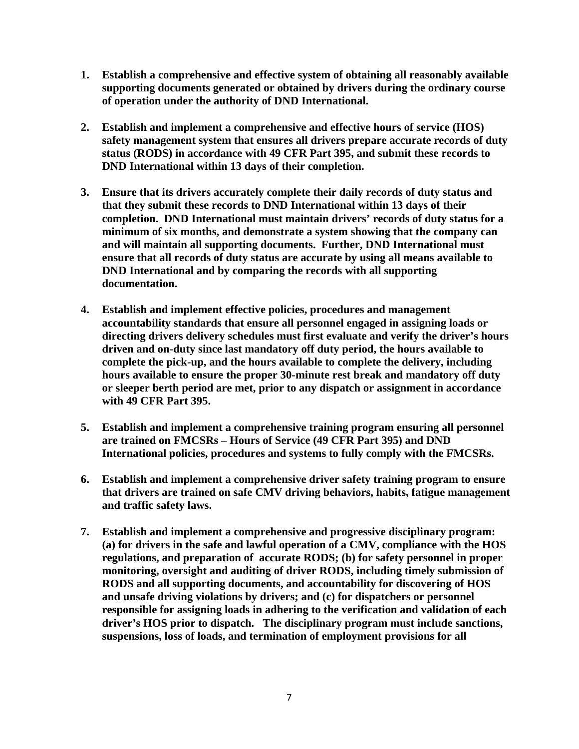1. **Establish a comprehensive and effective system of obtaining all reasonably available supporting documents generated or obtained by drivers during the ordinary course of operation under the authority of DND International.**

2. **Establish and implement a comprehensive and effective hours of service (HOS) safety management system that ensures all drivers prepare accurate records of duty status (RODS) in accordance with 49 CFR Part 395, and submit these records to DND International within 13 days of their completion.**

3. **Ensure that its drivers accurately complete their daily records of duty status and that they submit these records to DND International within 13 days of their completion. DND International must maintain drivers' records of duty status for a minimum of six months, and demonstrate a system showing that the company can and will maintain all supporting documents. Further, DND International must ensure that all records of duty status are accurate by using all means available to DND International and by comparing the records with all supporting documentation.**

4. **Establish and implement effective policies, procedures and management accountability standards that ensure all personnel engaged in assigning loads or directing drivers delivery schedules must first evaluate and verify the driver's hours driven and on-duty since last mandatory off duty period, the hours available to complete the pick-up, and the hours available to complete the delivery, including hours available to ensure the proper 30-minute rest break and mandatory off duty or sleeper berth period are met, prior to any dispatch or assignment in accordance with 49 CFR Part 395.**

5. **Establish and implement a comprehensive training program ensuring all personnel are trained on FMCSRs – Hours of Service (49 CFR Part 395) and DND International policies, procedures and systems to fully comply with the FMCSRs.**

6. **Establish and implement a comprehensive driver safety training program to ensure that drivers are trained on safe CMV driving behaviors, habits, fatigue management and traffic safety laws.**

7. **Establish and implement a comprehensive and progressive disciplinary program: (a) for drivers in the safe and lawful operation of a CMV, compliance with the HOS regulations, and preparation of accurate RODS; (b) for safety personnel in proper monitoring, oversight and auditing of driver RODS, including timely submission of RODS and all supporting documents, and accountability for discovering of HOS and unsafe driving violations by drivers; and (c) for dispatchers or personnel responsible for assigning loads in adhering to the verification and validation of each driver's HOS prior to dispatch. The disciplinary program must include sanctions, suspensions, loss of loads, and termination of employment provisions for all**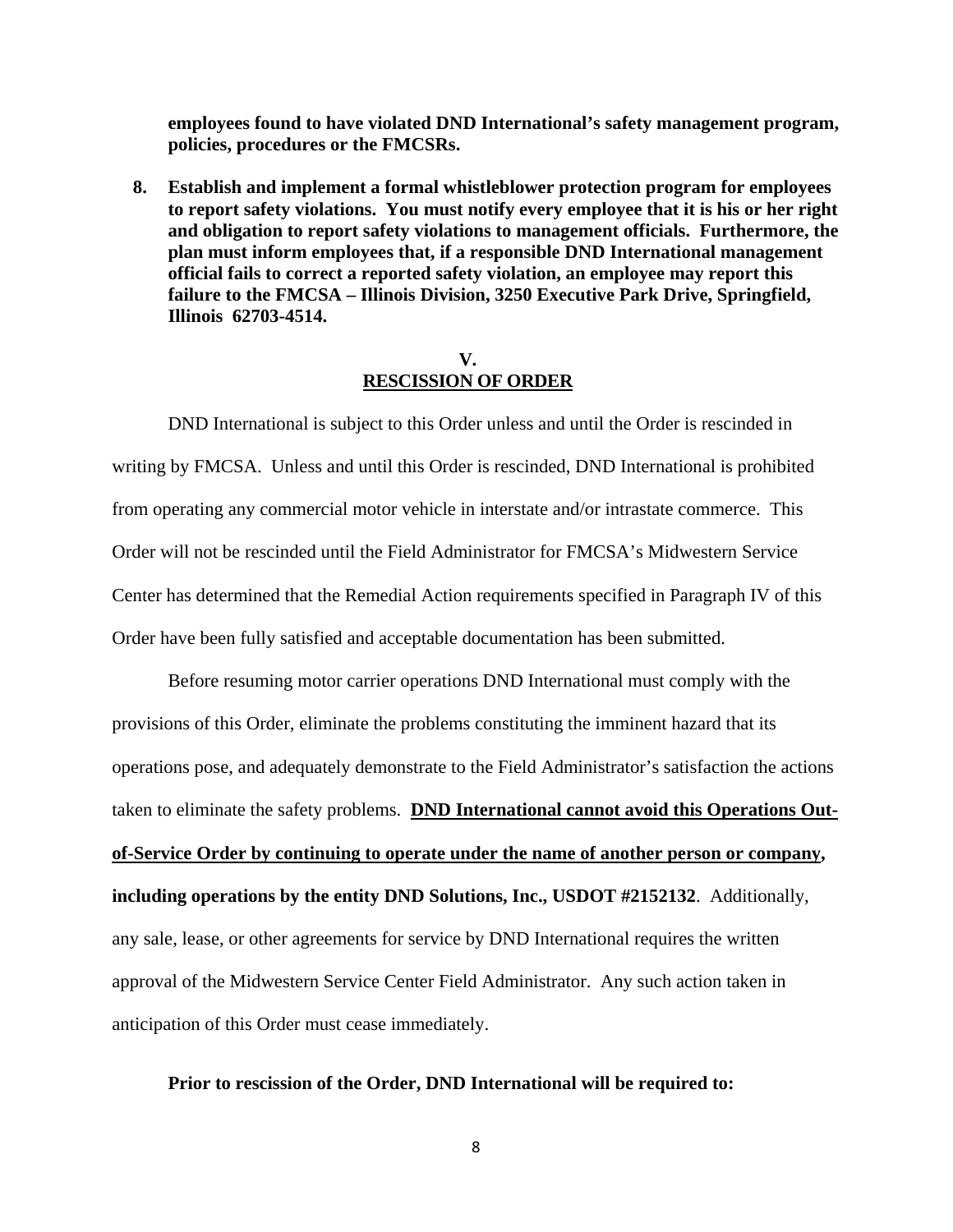**employees found to have violated DND International's safety management program, policies, procedures or the FMCSRs.**

8. **Establish and implement a formal whistleblower protection program for employees to report safety violations. You must notify every employee that it is his or her right and obligation to report safety violations to management officials. Furthermore, the plan must inform employees that, if a responsible DND International management official fails to correct a reported safety violation, an employee may report this failure to the FMCSA – Illinois Division, 3250 Executive Park Drive, Springfield, Illinois 62703-4514.**

## V.
## RESCISSION OF ORDER

DND International is subject to this Order unless and until the Order is rescinded in writing by FMCSA. Unless and until this Order is rescinded, DND International is prohibited from operating any commercial motor vehicle in interstate and/or intrastate commerce. This Order will not be rescinded until the Field Administrator for FMCSA's Midwestern Service Center has determined that the Remedial Action requirements specified in Paragraph IV of this Order have been fully satisfied and acceptable documentation has been submitted.

Before resuming motor carrier operations DND International must comply with the provisions of this Order, eliminate the problems constituting the imminent hazard that its operations pose, and adequately demonstrate to the Field Administrator's satisfaction the actions taken to eliminate the safety problems. **DND International cannot avoid this Operations Out-of-Service Order by continuing to operate under the name of another person or company, including operations by the entity DND Solutions, Inc., USDOT #2152132**. Additionally, any sale, lease, or other agreements for service by DND International requires the written approval of the Midwestern Service Center Field Administrator. Any such action taken in anticipation of this Order must cease immediately.

**Prior to rescission of the Order, DND International will be required to:**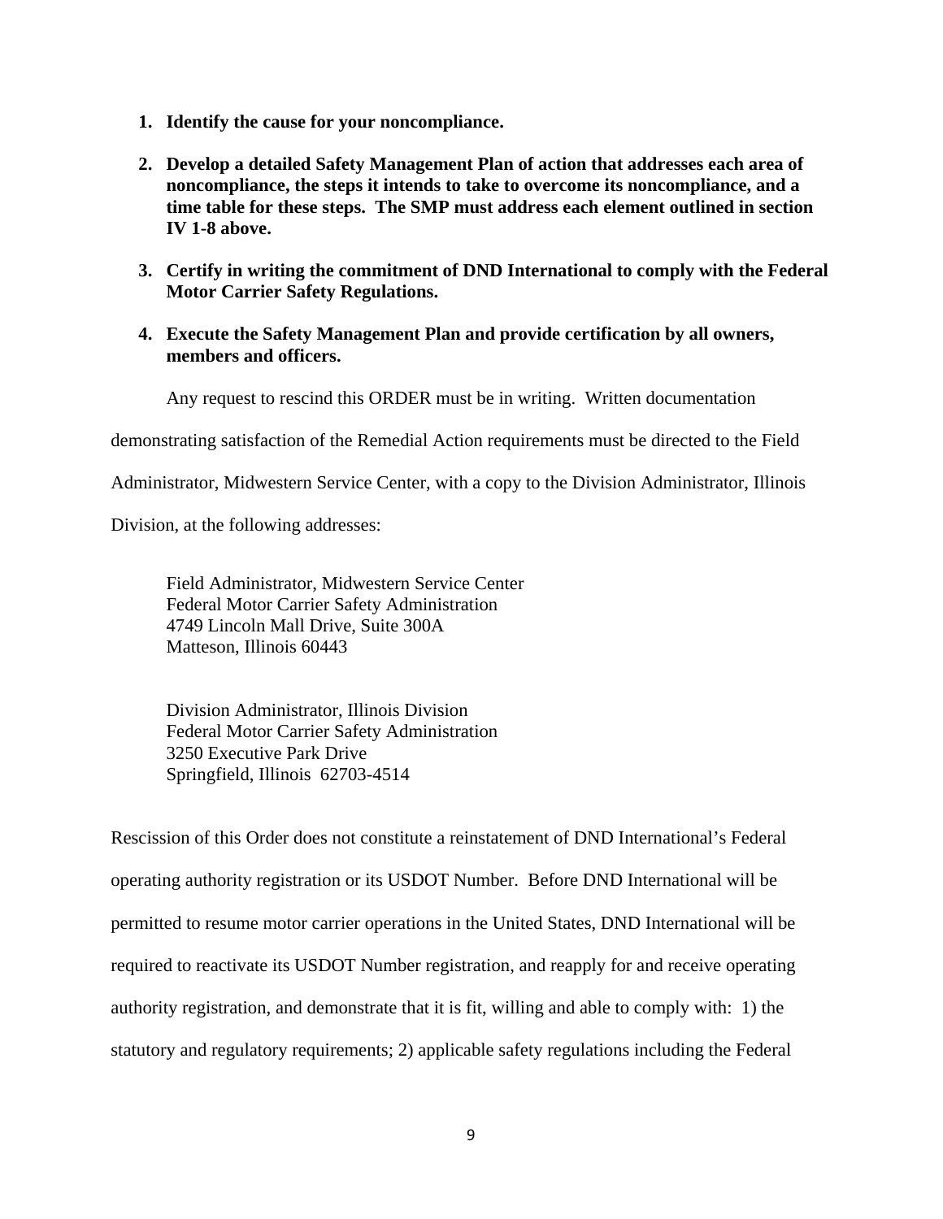1. **Identify the cause for your noncompliance.**

2. **Develop a detailed Safety Management Plan of action that addresses each area of noncompliance, the steps it intends to take to overcome its noncompliance, and a time table for these steps. The SMP must address each element outlined in section IV 1-8 above.**

3. **Certify in writing the commitment of DND International to comply with the Federal Motor Carrier Safety Regulations.**

4. **Execute the Safety Management Plan and provide certification by all owners, members and officers.**

Any request to rescind this ORDER must be in writing. Written documentation demonstrating satisfaction of the Remedial Action requirements must be directed to the Field Administrator, Midwestern Service Center, with a copy to the Division Administrator, Illinois Division, at the following addresses:

Field Administrator, Midwestern Service Center
Federal Motor Carrier Safety Administration
4749 Lincoln Mall Drive, Suite 300A
Matteson, Illinois 60443

Division Administrator, Illinois Division
Federal Motor Carrier Safety Administration
3250 Executive Park Drive
Springfield, Illinois 62703-4514

Rescission of this Order does not constitute a reinstatement of DND International's Federal operating authority registration or its USDOT Number. Before DND International will be permitted to resume motor carrier operations in the United States, DND International will be required to reactivate its USDOT Number registration, and reapply for and receive operating authority registration, and demonstrate that it is fit, willing and able to comply with: 1) the statutory and regulatory requirements; 2) applicable safety regulations including the Federal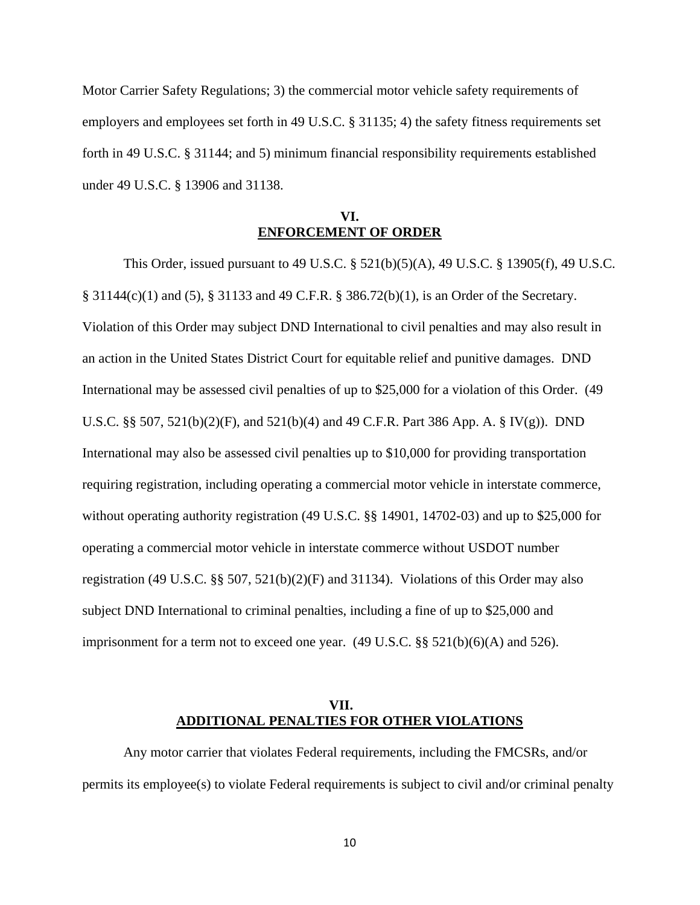Motor Carrier Safety Regulations; 3) the commercial motor vehicle safety requirements of employers and employees set forth in 49 U.S.C. § 31135; 4) the safety fitness requirements set forth in 49 U.S.C. § 31144; and 5) minimum financial responsibility requirements established under 49 U.S.C. § 13906 and 31138.

## VI. ENFORCEMENT OF ORDER

This Order, issued pursuant to 49 U.S.C. § 521(b)(5)(A), 49 U.S.C. § 13905(f), 49 U.S.C. § 31144(c)(1) and (5), § 31133 and 49 C.F.R. § 386.72(b)(1), is an Order of the Secretary. Violation of this Order may subject DND International to civil penalties and may also result in an action in the United States District Court for equitable relief and punitive damages. DND International may be assessed civil penalties of up to $25,000 for a violation of this Order. (49 U.S.C. §§ 507, 521(b)(2)(F), and 521(b)(4) and 49 C.F.R. Part 386 App. A. § IV(g)). DND International may also be assessed civil penalties up to $10,000 for providing transportation requiring registration, including operating a commercial motor vehicle in interstate commerce, without operating authority registration (49 U.S.C. §§ 14901, 14702-03) and up to $25,000 for operating a commercial motor vehicle in interstate commerce without USDOT number registration (49 U.S.C. §§ 507, 521(b)(2)(F) and 31134). Violations of this Order may also subject DND International to criminal penalties, including a fine of up to $25,000 and imprisonment for a term not to exceed one year. (49 U.S.C. §§ 521(b)(6)(A) and 526).

## VII. ADDITIONAL PENALTIES FOR OTHER VIOLATIONS

Any motor carrier that violates Federal requirements, including the FMCSRs, and/or permits its employee(s) to violate Federal requirements is subject to civil and/or criminal penalty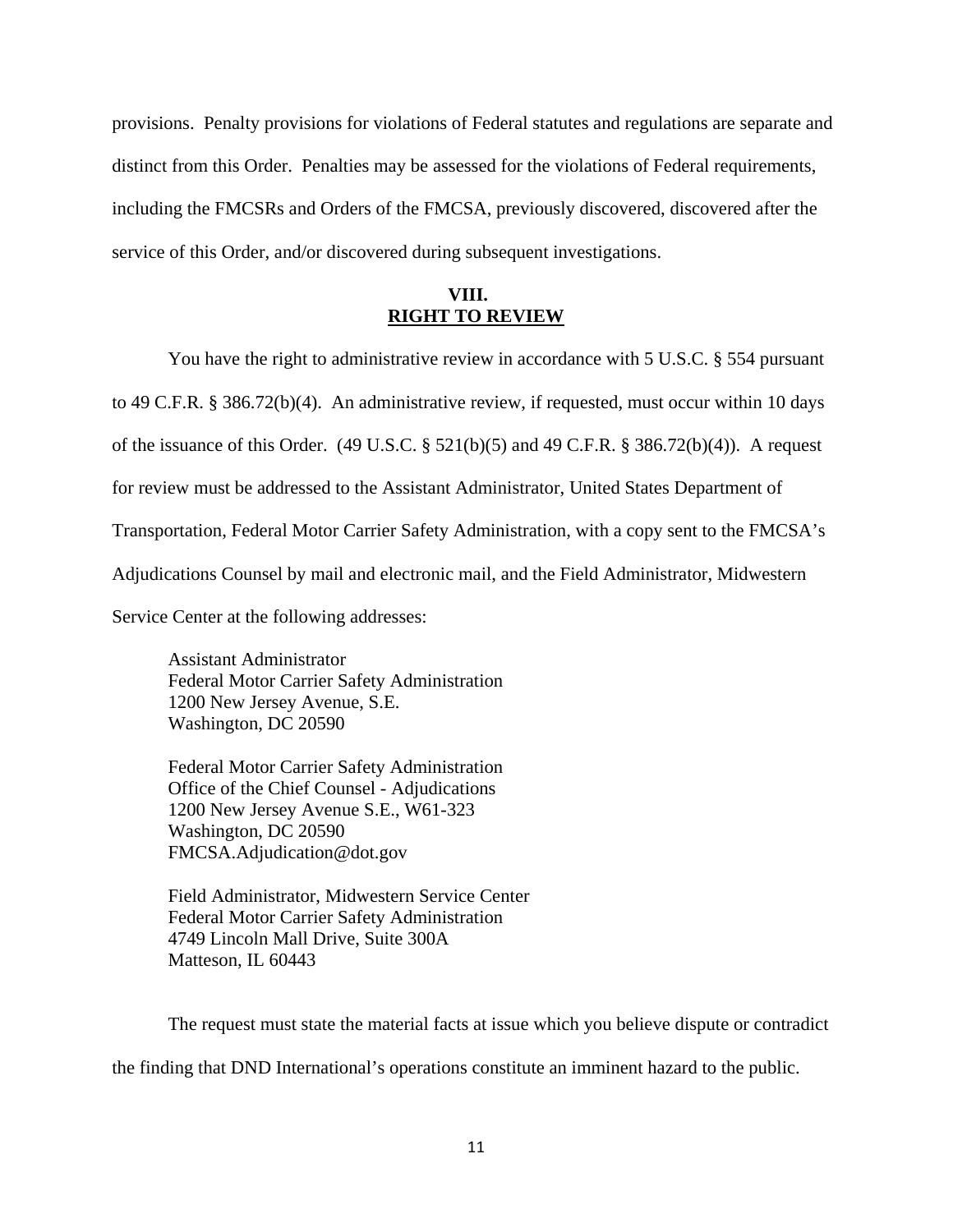provisions. Penalty provisions for violations of Federal statutes and regulations are separate and distinct from this Order. Penalties may be assessed for the violations of Federal requirements, including the FMCSRs and Orders of the FMCSA, previously discovered, discovered after the service of this Order, and/or discovered during subsequent investigations.

## VIII.
## RIGHT TO REVIEW

You have the right to administrative review in accordance with 5 U.S.C. § 554 pursuant to 49 C.F.R. § 386.72(b)(4). An administrative review, if requested, must occur within 10 days of the issuance of this Order. (49 U.S.C. § 521(b)(5) and 49 C.F.R. § 386.72(b)(4)). A request for review must be addressed to the Assistant Administrator, United States Department of Transportation, Federal Motor Carrier Safety Administration, with a copy sent to the FMCSA's Adjudications Counsel by mail and electronic mail, and the Field Administrator, Midwestern Service Center at the following addresses:

Assistant Administrator
Federal Motor Carrier Safety Administration
1200 New Jersey Avenue, S.E.
Washington, DC 20590

Federal Motor Carrier Safety Administration
Office of the Chief Counsel - Adjudications
1200 New Jersey Avenue S.E., W61-323
Washington, DC 20590
FMCSA.Adjudication@dot.gov

Field Administrator, Midwestern Service Center
Federal Motor Carrier Safety Administration
4749 Lincoln Mall Drive, Suite 300A
Matteson, IL 60443

The request must state the material facts at issue which you believe dispute or contradict the finding that DND International's operations constitute an imminent hazard to the public.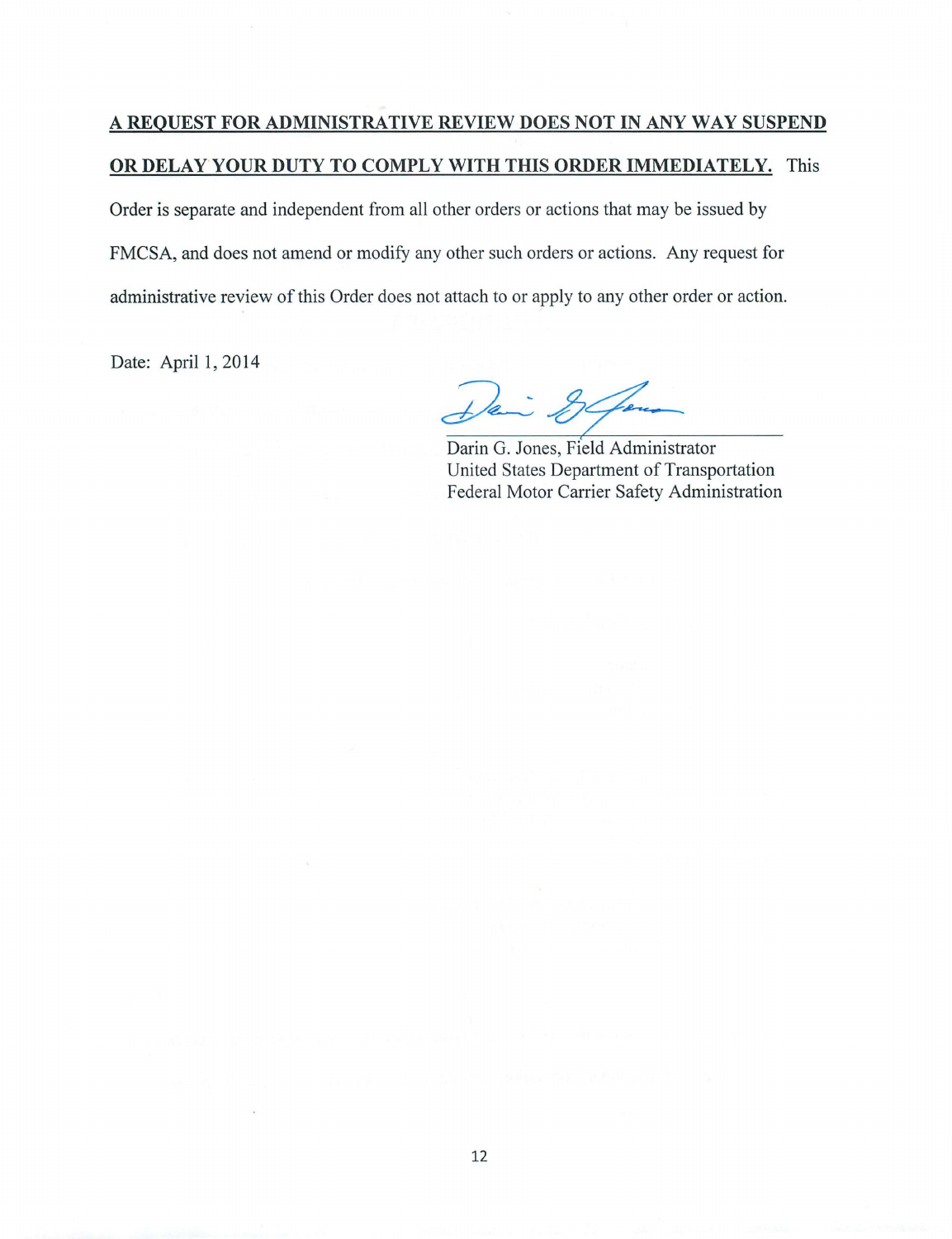**A REQUEST FOR ADMINISTRATIVE REVIEW DOES NOT IN ANY WAY SUSPEND OR DELAY YOUR DUTY TO COMPLY WITH THIS ORDER IMMEDIATELY.** This Order is separate and independent from all other orders or actions that may be issued by FMCSA, and does not amend or modify any other such orders or actions. Any request for administrative review of this Order does not attach to or apply to any other order or action.

Date: April 1, 2014

Darin G. Jones, Field Administrator
United States Department of Transportation
Federal Motor Carrier Safety Administration